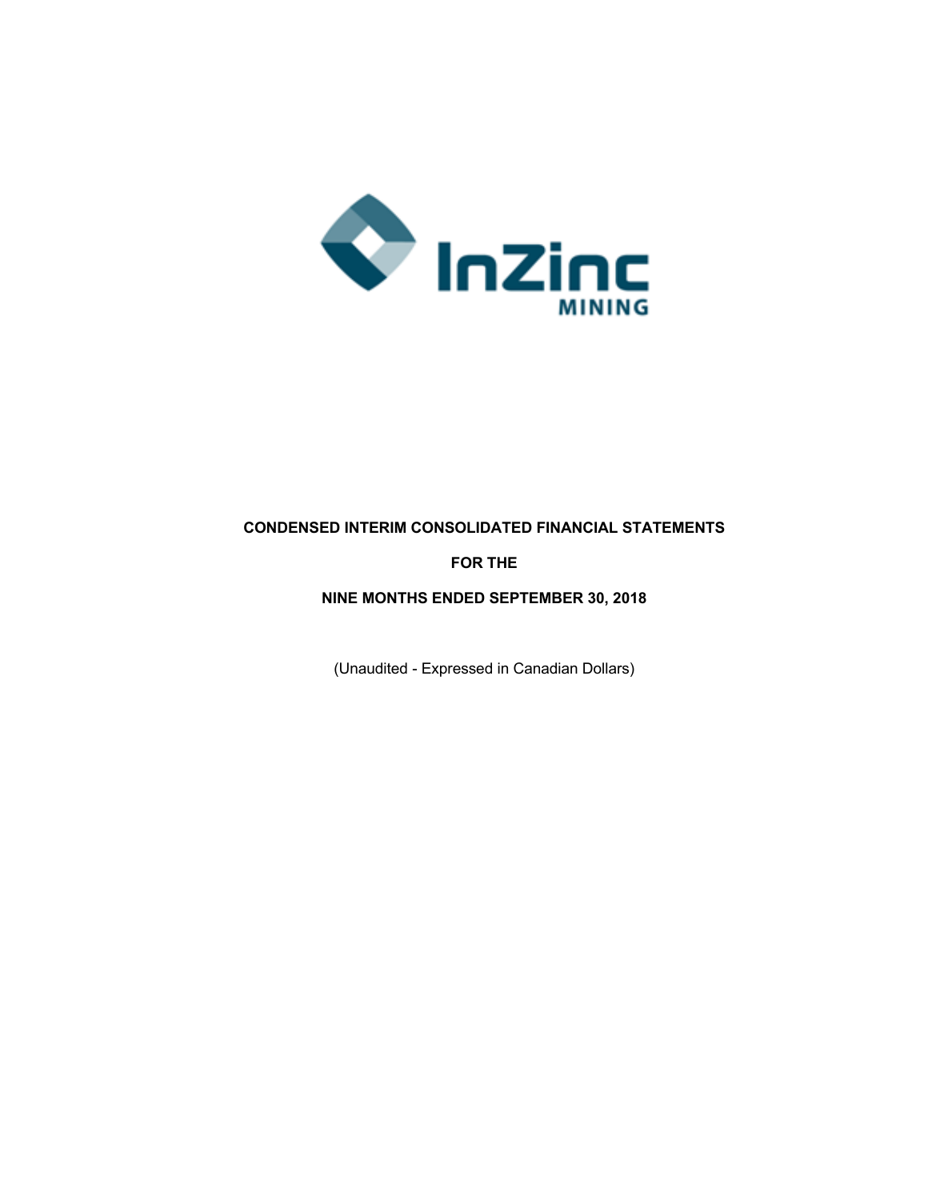InZinc
MINING

**CONDENSED INTERIM CONSOLIDATED FINANCIAL STATEMENTS**

**FOR THE**

**NINE MONTHS ENDED SEPTEMBER 30, 2018**

(Unaudited - Expressed in Canadian Dollars)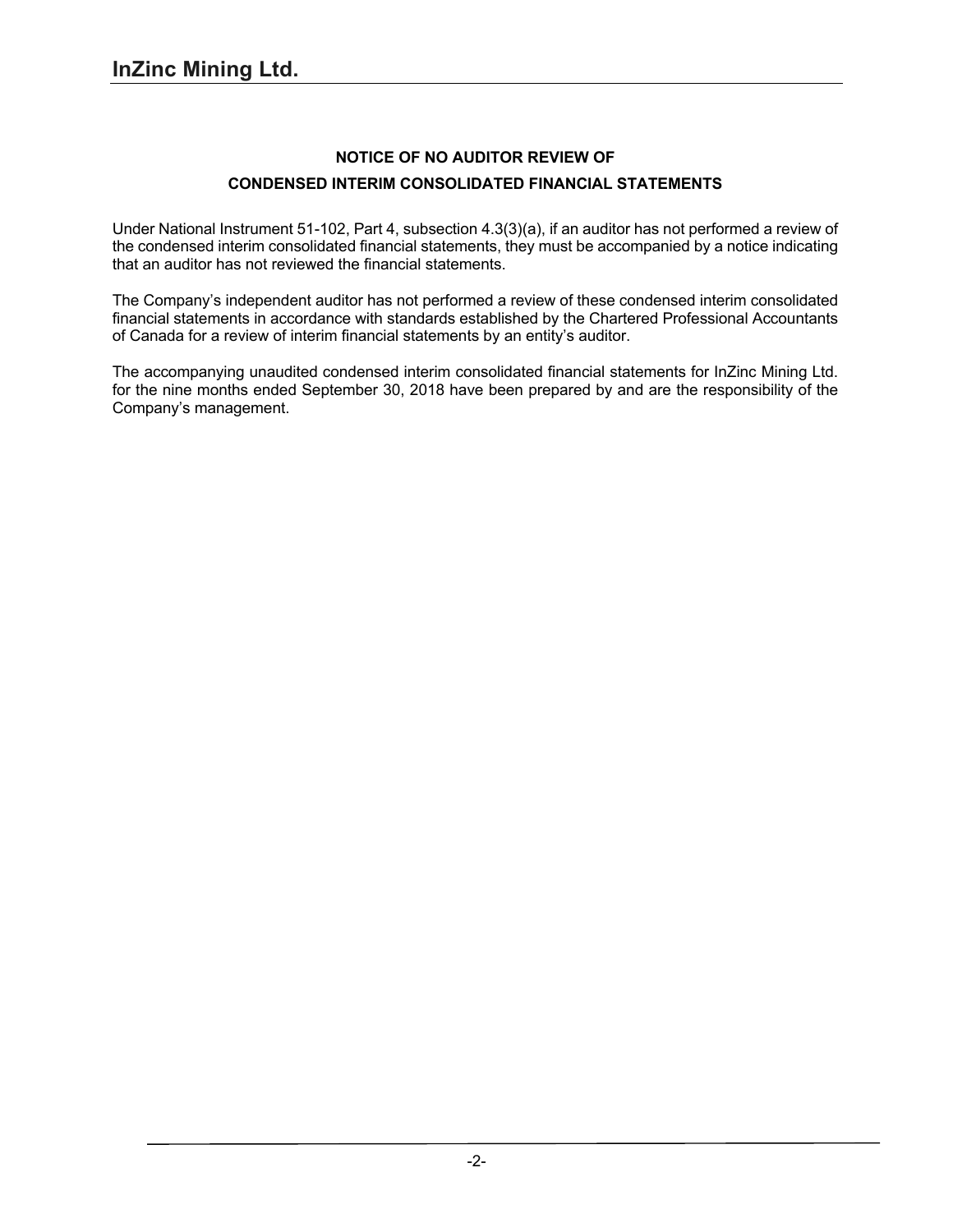# NOTICE OF NO AUDITOR REVIEW OF CONDENSED INTERIM CONSOLIDATED FINANCIAL STATEMENTS

Under National Instrument 51-102, Part 4, subsection 4.3(3)(a), if an auditor has not performed a review of the condensed interim consolidated financial statements, they must be accompanied by a notice indicating that an auditor has not reviewed the financial statements.

The Company's independent auditor has not performed a review of these condensed interim consolidated financial statements in accordance with standards established by the Chartered Professional Accountants of Canada for a review of interim financial statements by an entity's auditor.

The accompanying unaudited condensed interim consolidated financial statements for InZinc Mining Ltd. for the nine months ended September 30, 2018 have been prepared by and are the responsibility of the Company's management.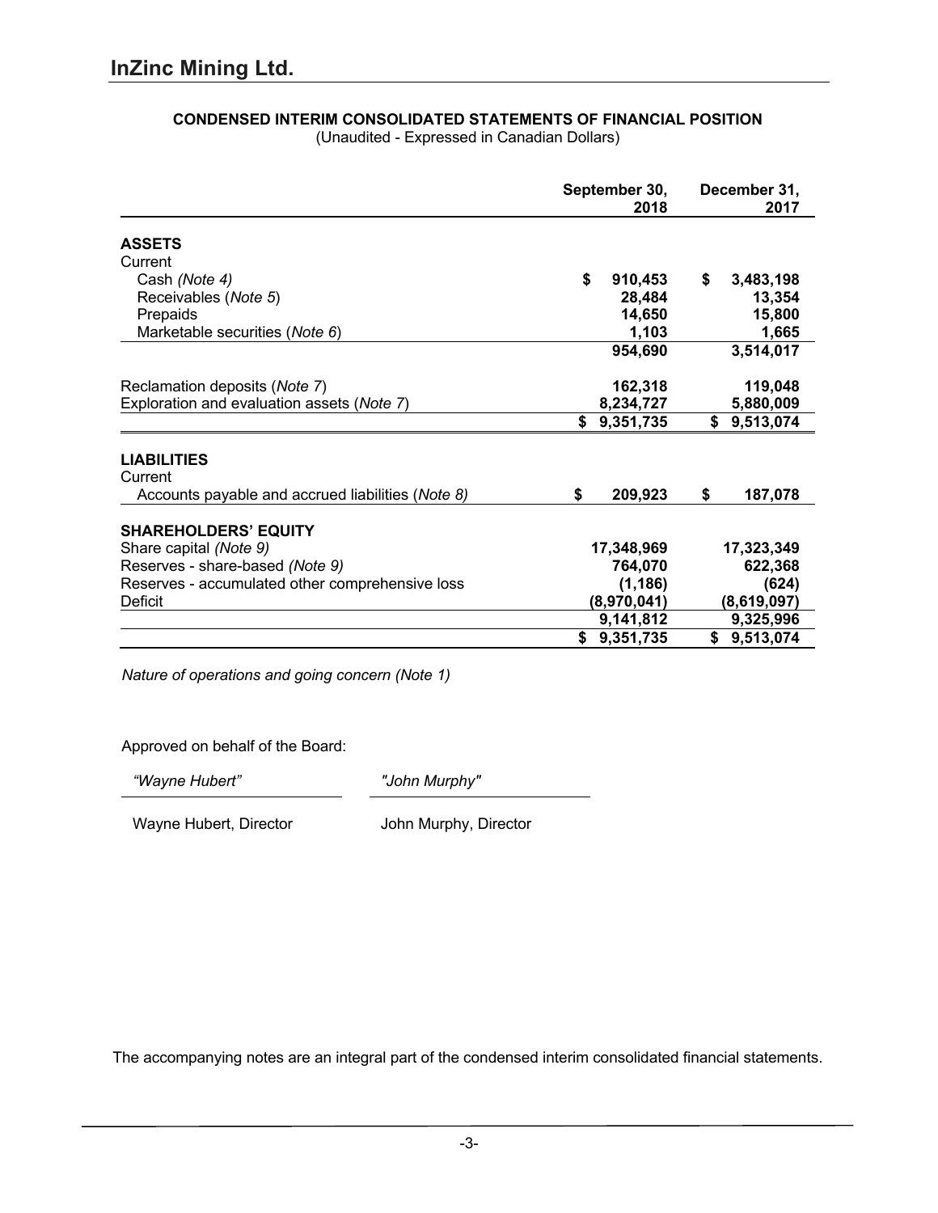# InZinc Mining Ltd.

**CONDENSED INTERIM CONSOLIDATED STATEMENTS OF FINANCIAL POSITION**
(Unaudited - Expressed in Canadian Dollars)

| | September 30, 2018 | December 31, 2017 |
|---|---|---|
| **ASSETS** | | |
| Current | | |
| Cash *(Note 4)* | $ 910,453 | $ 3,483,198 |
| Receivables (*Note 5*) | 28,484 | 13,354 |
| Prepaids | 14,650 | 15,800 |
| Marketable securities (*Note 6*) | 1,103 | 1,665 |
| | 954,690 | 3,514,017 |
| Reclamation deposits (*Note 7*) | 162,318 | 119,048 |
| Exploration and evaluation assets (*Note 7*) | 8,234,727 | 5,880,009 |
| | $ 9,351,735 | $ 9,513,074 |
| **LIABILITIES** | | |
| Current | | |
| Accounts payable and accrued liabilities (*Note 8)* | $ 209,923 | $ 187,078 |
| **SHAREHOLDERS' EQUITY** | | |
| Share capital *(Note 9)* | 17,348,969 | 17,323,349 |
| Reserves - share-based *(Note 9)* | 764,070 | 622,368 |
| Reserves - accumulated other comprehensive loss | (1,186) | (624) |
| Deficit | (8,970,041) | (8,619,097) |
| | 9,141,812 | 9,325,996 |
| | $ 9,351,735 | $ 9,513,074 |

*Nature of operations and going concern (Note 1)*

Approved on behalf of the Board:

*"Wayne Hubert"* *"John Murphy"*

Wayne Hubert, Director John Murphy, Director

The accompanying notes are an integral part of the condensed interim consolidated financial statements.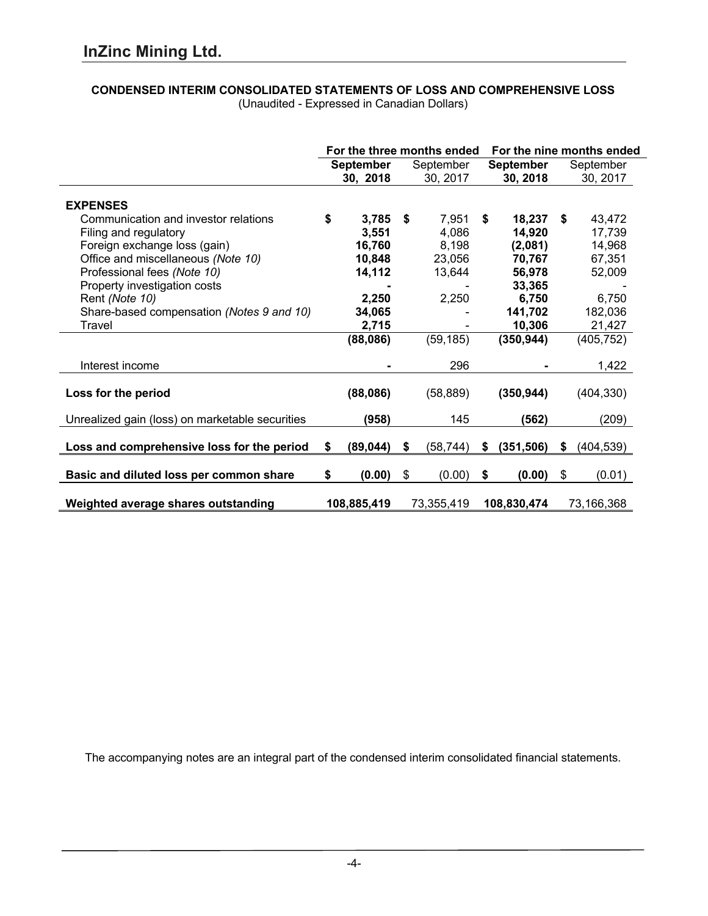# InZinc Mining Ltd.

**CONDENSED INTERIM CONSOLIDATED STATEMENTS OF LOSS AND COMPREHENSIVE LOSS**
(Unaudited - Expressed in Canadian Dollars)

| | For the three months ended | | For the nine months ended | |
|---|---|---|---|---|
| | **September 30, 2018** | September 30, 2017 | **September 30, 2018** | September 30, 2017 |
| **EXPENSES** | | | | |
| Communication and investor relations | **$ 3,785** | $ 7,951 | **$ 18,237** | $ 43,472 |
| Filing and regulatory | **3,551** | 4,086 | **14,920** | 17,739 |
| Foreign exchange loss (gain) | **16,760** | 8,198 | **(2,081)** | 14,968 |
| Office and miscellaneous *(Note 10)* | **10,848** | 23,056 | **70,767** | 67,351 |
| Professional fees *(Note 10)* | **14,112** | 13,644 | **56,978** | 52,009 |
| Property investigation costs | **-** | - | **33,365** | - |
| Rent *(Note 10)* | **2,250** | 2,250 | **6,750** | 6,750 |
| Share-based compensation *(Notes 9 and 10)* | **34,065** | - | **141,702** | 182,036 |
| Travel | **2,715** | - | **10,306** | 21,427 |
| | **(88,086)** | (59,185) | **(350,944)** | (405,752) |
| Interest income | **-** | 296 | **-** | 1,422 |
| **Loss for the period** | **(88,086)** | (58,889) | **(350,944)** | (404,330) |
| Unrealized gain (loss) on marketable securities | **(958)** | 145 | **(562)** | (209) |
| **Loss and comprehensive loss for the period** | **$ (89,044)** | $ (58,744) | **$ (351,506)** | $ (404,539) |
| **Basic and diluted loss per common share** | **$ (0.00)** | $ (0.00) | **$ (0.00)** | $ (0.01) |
| **Weighted average shares outstanding** | **108,885,419** | 73,355,419 | **108,830,474** | 73,166,368 |

The accompanying notes are an integral part of the condensed interim consolidated financial statements.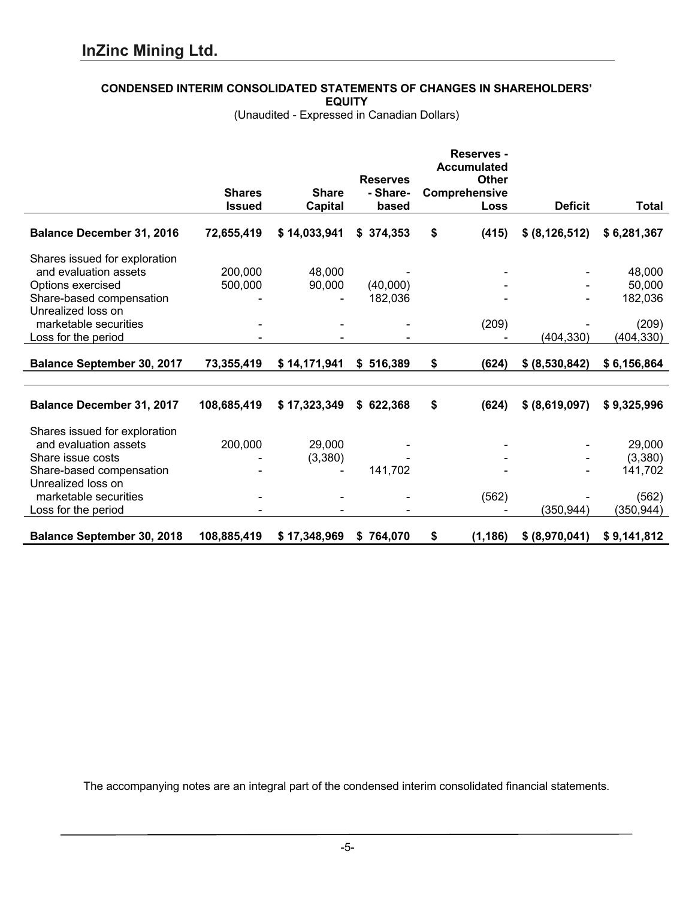# InZinc Mining Ltd.

**CONDENSED INTERIM CONSOLIDATED STATEMENTS OF CHANGES IN SHAREHOLDERS' EQUITY**

(Unaudited - Expressed in Canadian Dollars)

| | Shares Issued | Share Capital | Reserves - Share-based | Reserves - Accumulated Other Comprehensive Loss | Deficit | Total |
|---|---|---|---|---|---|---|
| **Balance December 31, 2016** | **72,655,419** | **$ 14,033,941** | **$ 374,353** | **$ (415)** | **$ (8,126,512)** | **$ 6,281,367** |
| Shares issued for exploration and evaluation assets | 200,000 | 48,000 | - | - | - | 48,000 |
| Options exercised | 500,000 | 90,000 | (40,000) | - | - | 50,000 |
| Share-based compensation | - | - | 182,036 | - | - | 182,036 |
| Unrealized loss on marketable securities | - | - | - | (209) | - | (209) |
| Loss for the period | - | - | - | - | (404,330) | (404,330) |
| **Balance September 30, 2017** | **73,355,419** | **$ 14,171,941** | **$ 516,389** | **$ (624)** | **$ (8,530,842)** | **$ 6,156,864** |
| | | | | | | |
| **Balance December 31, 2017** | **108,685,419** | **$ 17,323,349** | **$ 622,368** | **$ (624)** | **$ (8,619,097)** | **$ 9,325,996** |
| Shares issued for exploration and evaluation assets | 200,000 | 29,000 | - | - | - | 29,000 |
| Share issue costs | - | (3,380) | - | - | - | (3,380) |
| Share-based compensation | - | - | 141,702 | - | - | 141,702 |
| Unrealized loss on marketable securities | - | - | - | (562) | - | (562) |
| Loss for the period | - | - | - | - | (350,944) | (350,944) |
| **Balance September 30, 2018** | **108,885,419** | **$ 17,348,969** | **$ 764,070** | **$ (1,186)** | **$ (8,970,041)** | **$ 9,141,812** |

The accompanying notes are an integral part of the condensed interim consolidated financial statements.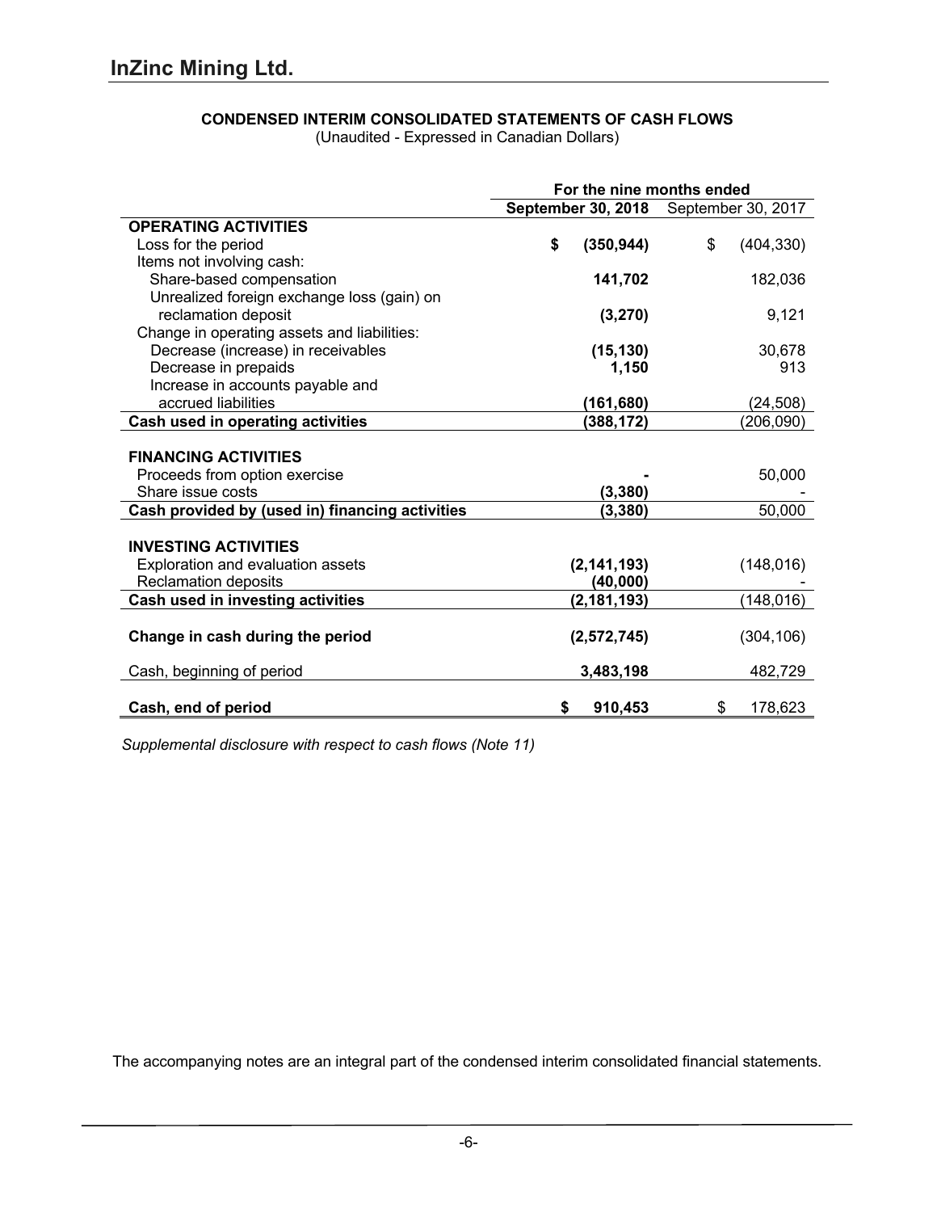# InZinc Mining Ltd.

**CONDENSED INTERIM CONSOLIDATED STATEMENTS OF CASH FLOWS**
(Unaudited - Expressed in Canadian Dollars)

| | For the nine months ended | |
|---|---|---|
| | **September 30, 2018** | September 30, 2017 |
| **OPERATING ACTIVITIES** | | |
| Loss for the period | **$ (350,944)** | $ (404,330) |
| Items not involving cash: | | |
| Share-based compensation | **141,702** | 182,036 |
| Unrealized foreign exchange loss (gain) on reclamation deposit | **(3,270)** | 9,121 |
| Change in operating assets and liabilities: | | |
| Decrease (increase) in receivables | **(15,130)** | 30,678 |
| Decrease in prepaids | **1,150** | 913 |
| Increase in accounts payable and accrued liabilities | **(161,680)** | (24,508) |
| **Cash used in operating activities** | **(388,172)** | (206,090) |
| **FINANCING ACTIVITIES** | | |
| Proceeds from option exercise | **-** | 50,000 |
| Share issue costs | **(3,380)** | - |
| **Cash provided by (used in) financing activities** | **(3,380)** | 50,000 |
| **INVESTING ACTIVITIES** | | |
| Exploration and evaluation assets | **(2,141,193)** | (148,016) |
| Reclamation deposits | **(40,000)** | - |
| **Cash used in investing activities** | **(2,181,193)** | (148,016) |
| **Change in cash during the period** | **(2,572,745)** | (304,106) |
| Cash, beginning of period | **3,483,198** | 482,729 |
| **Cash, end of period** | **$ 910,453** | $ 178,623 |

*Supplemental disclosure with respect to cash flows (Note 11)*

The accompanying notes are an integral part of the condensed interim consolidated financial statements.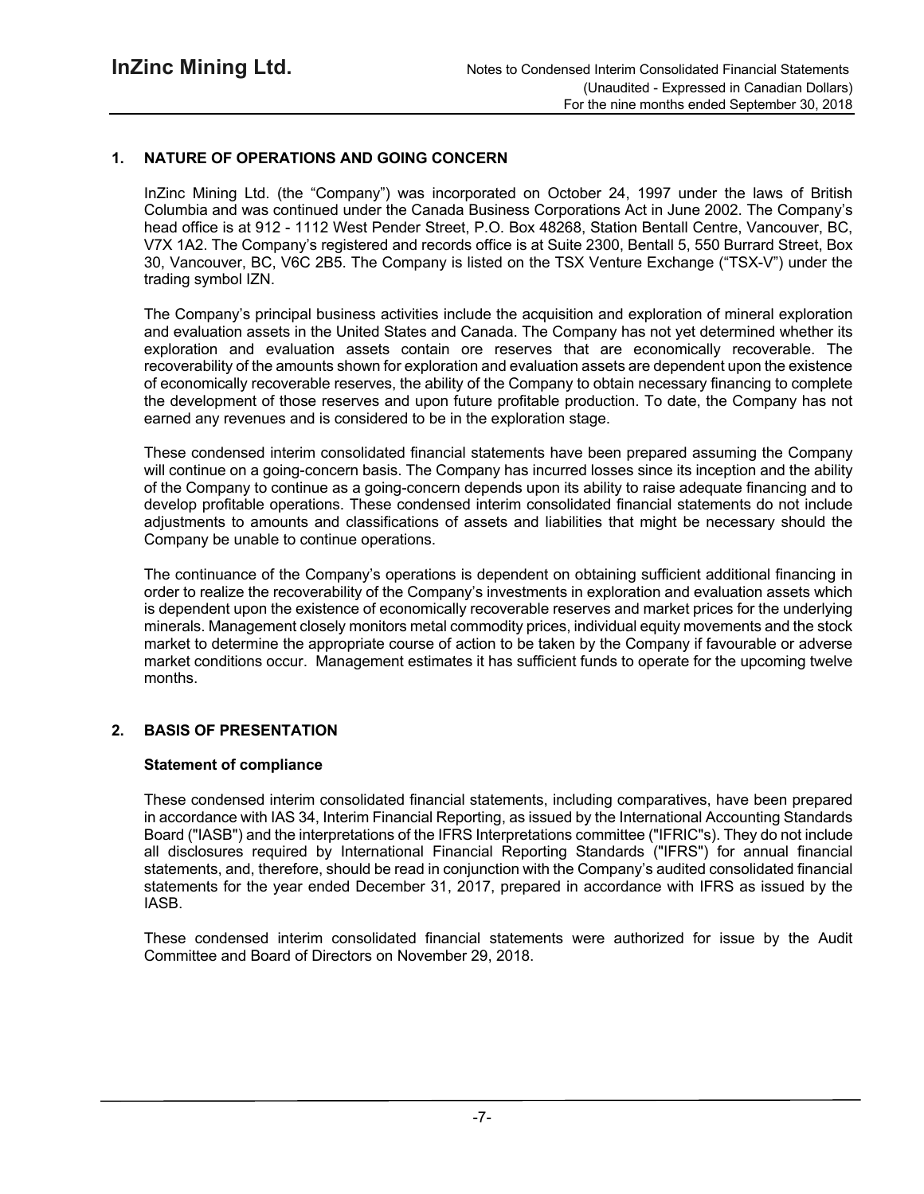## 1. NATURE OF OPERATIONS AND GOING CONCERN

InZinc Mining Ltd. (the "Company") was incorporated on October 24, 1997 under the laws of British Columbia and was continued under the Canada Business Corporations Act in June 2002. The Company's head office is at 912 - 1112 West Pender Street, P.O. Box 48268, Station Bentall Centre, Vancouver, BC, V7X 1A2. The Company's registered and records office is at Suite 2300, Bentall 5, 550 Burrard Street, Box 30, Vancouver, BC, V6C 2B5. The Company is listed on the TSX Venture Exchange ("TSX-V") under the trading symbol IZN.

The Company's principal business activities include the acquisition and exploration of mineral exploration and evaluation assets in the United States and Canada. The Company has not yet determined whether its exploration and evaluation assets contain ore reserves that are economically recoverable. The recoverability of the amounts shown for exploration and evaluation assets are dependent upon the existence of economically recoverable reserves, the ability of the Company to obtain necessary financing to complete the development of those reserves and upon future profitable production. To date, the Company has not earned any revenues and is considered to be in the exploration stage.

These condensed interim consolidated financial statements have been prepared assuming the Company will continue on a going-concern basis. The Company has incurred losses since its inception and the ability of the Company to continue as a going-concern depends upon its ability to raise adequate financing and to develop profitable operations. These condensed interim consolidated financial statements do not include adjustments to amounts and classifications of assets and liabilities that might be necessary should the Company be unable to continue operations.

The continuance of the Company's operations is dependent on obtaining sufficient additional financing in order to realize the recoverability of the Company's investments in exploration and evaluation assets which is dependent upon the existence of economically recoverable reserves and market prices for the underlying minerals. Management closely monitors metal commodity prices, individual equity movements and the stock market to determine the appropriate course of action to be taken by the Company if favourable or adverse market conditions occur. Management estimates it has sufficient funds to operate for the upcoming twelve months.

## 2. BASIS OF PRESENTATION

### Statement of compliance

These condensed interim consolidated financial statements, including comparatives, have been prepared in accordance with IAS 34, Interim Financial Reporting, as issued by the International Accounting Standards Board ("IASB") and the interpretations of the IFRS Interpretations committee ("IFRIC"s). They do not include all disclosures required by International Financial Reporting Standards ("IFRS") for annual financial statements, and, therefore, should be read in conjunction with the Company's audited consolidated financial statements for the year ended December 31, 2017, prepared in accordance with IFRS as issued by the IASB.

These condensed interim consolidated financial statements were authorized for issue by the Audit Committee and Board of Directors on November 29, 2018.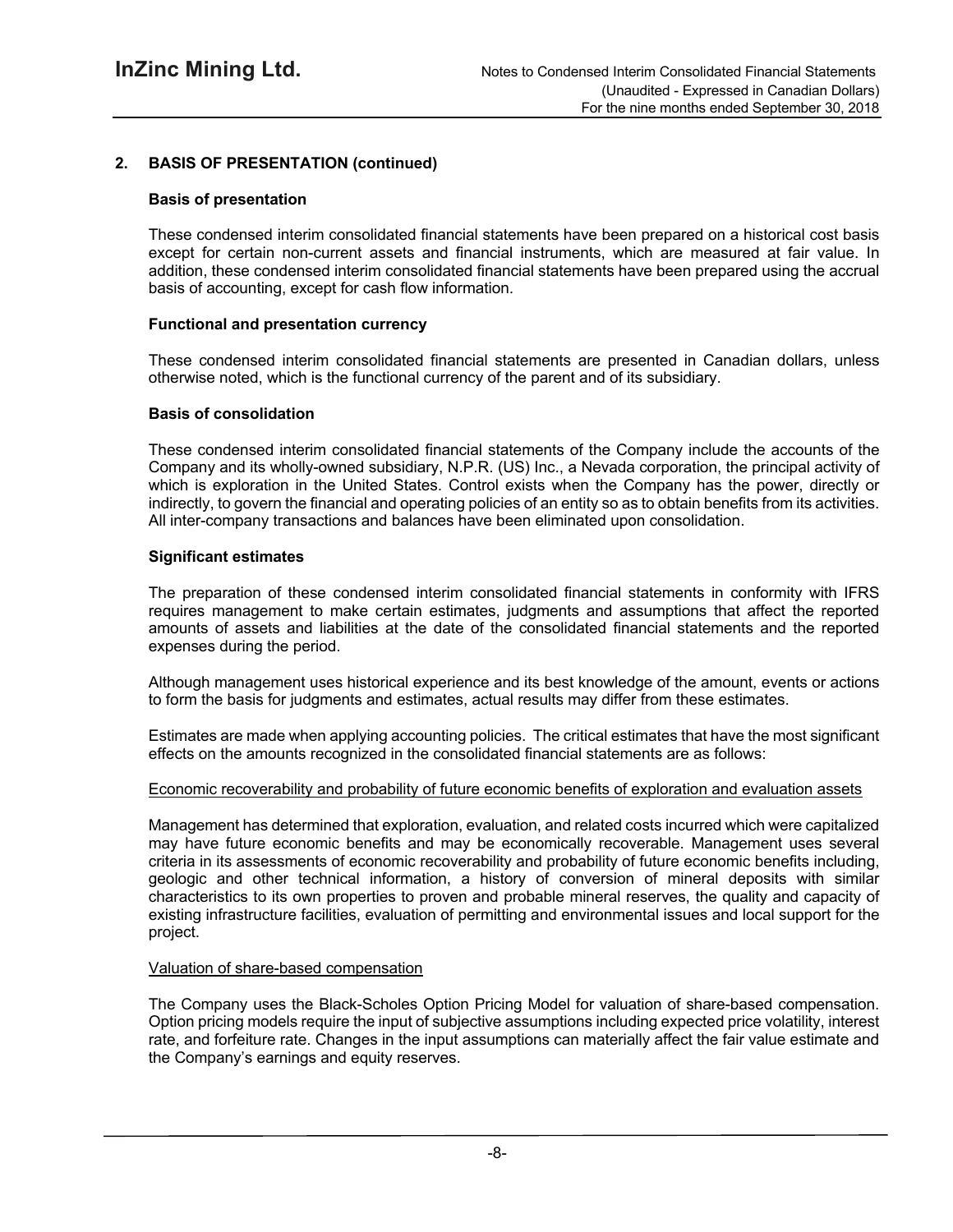## 2. BASIS OF PRESENTATION (continued)

### Basis of presentation

These condensed interim consolidated financial statements have been prepared on a historical cost basis except for certain non-current assets and financial instruments, which are measured at fair value. In addition, these condensed interim consolidated financial statements have been prepared using the accrual basis of accounting, except for cash flow information.

### Functional and presentation currency

These condensed interim consolidated financial statements are presented in Canadian dollars, unless otherwise noted, which is the functional currency of the parent and of its subsidiary.

### Basis of consolidation

These condensed interim consolidated financial statements of the Company include the accounts of the Company and its wholly-owned subsidiary, N.P.R. (US) Inc., a Nevada corporation, the principal activity of which is exploration in the United States. Control exists when the Company has the power, directly or indirectly, to govern the financial and operating policies of an entity so as to obtain benefits from its activities. All inter-company transactions and balances have been eliminated upon consolidation.

### Significant estimates

The preparation of these condensed interim consolidated financial statements in conformity with IFRS requires management to make certain estimates, judgments and assumptions that affect the reported amounts of assets and liabilities at the date of the consolidated financial statements and the reported expenses during the period.

Although management uses historical experience and its best knowledge of the amount, events or actions to form the basis for judgments and estimates, actual results may differ from these estimates.

Estimates are made when applying accounting policies. The critical estimates that have the most significant effects on the amounts recognized in the consolidated financial statements are as follows:

Economic recoverability and probability of future economic benefits of exploration and evaluation assets

Management has determined that exploration, evaluation, and related costs incurred which were capitalized may have future economic benefits and may be economically recoverable. Management uses several criteria in its assessments of economic recoverability and probability of future economic benefits including, geologic and other technical information, a history of conversion of mineral deposits with similar characteristics to its own properties to proven and probable mineral reserves, the quality and capacity of existing infrastructure facilities, evaluation of permitting and environmental issues and local support for the project.

Valuation of share-based compensation

The Company uses the Black-Scholes Option Pricing Model for valuation of share-based compensation. Option pricing models require the input of subjective assumptions including expected price volatility, interest rate, and forfeiture rate. Changes in the input assumptions can materially affect the fair value estimate and the Company's earnings and equity reserves.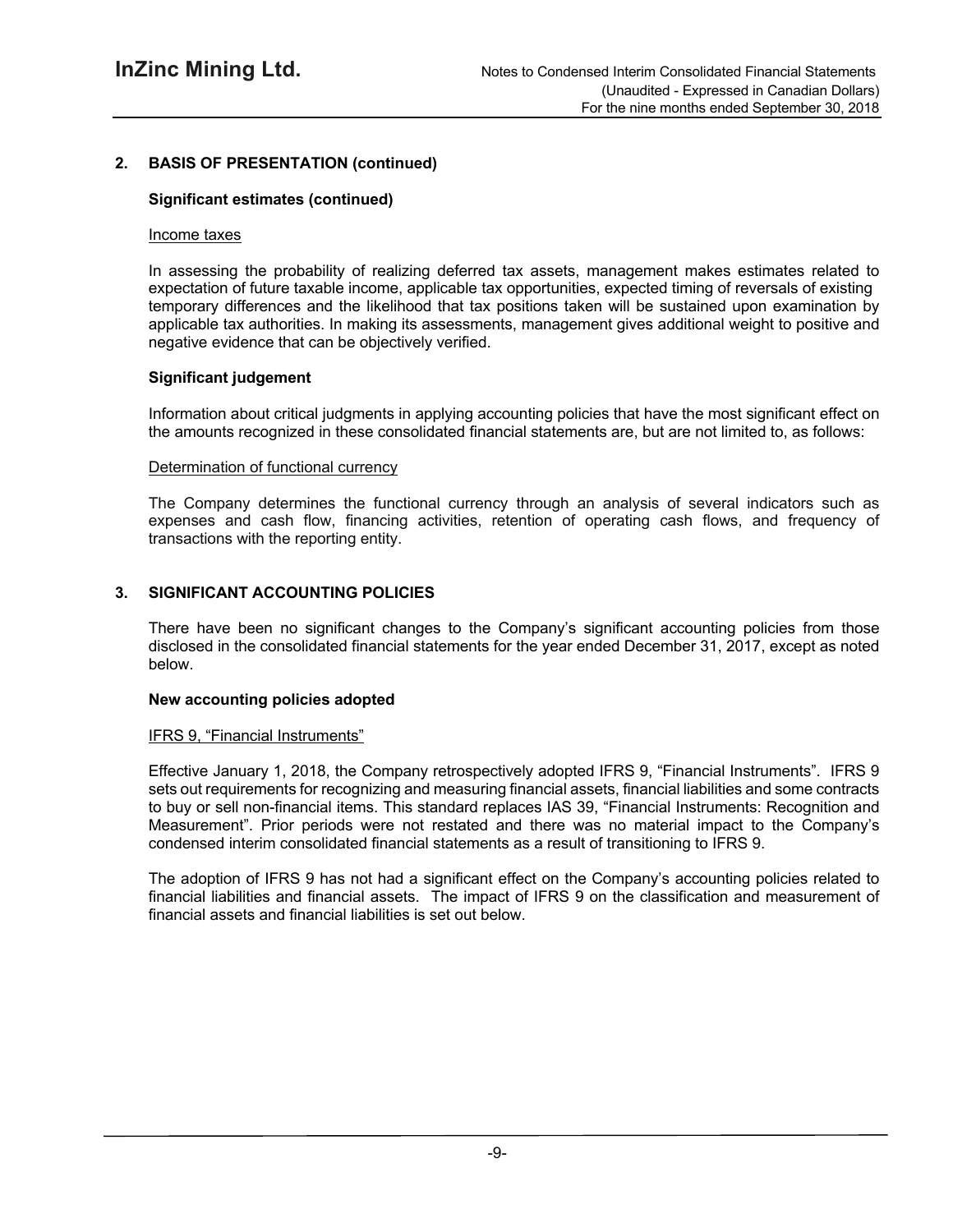## 2. BASIS OF PRESENTATION (continued)

### Significant estimates (continued)

Income taxes

In assessing the probability of realizing deferred tax assets, management makes estimates related to expectation of future taxable income, applicable tax opportunities, expected timing of reversals of existing temporary differences and the likelihood that tax positions taken will be sustained upon examination by applicable tax authorities. In making its assessments, management gives additional weight to positive and negative evidence that can be objectively verified.

### Significant judgement

Information about critical judgments in applying accounting policies that have the most significant effect on the amounts recognized in these consolidated financial statements are, but are not limited to, as follows:

Determination of functional currency

The Company determines the functional currency through an analysis of several indicators such as expenses and cash flow, financing activities, retention of operating cash flows, and frequency of transactions with the reporting entity.

## 3. SIGNIFICANT ACCOUNTING POLICIES

There have been no significant changes to the Company's significant accounting policies from those disclosed in the consolidated financial statements for the year ended December 31, 2017, except as noted below.

### New accounting policies adopted

IFRS 9, "Financial Instruments"

Effective January 1, 2018, the Company retrospectively adopted IFRS 9, "Financial Instruments". IFRS 9 sets out requirements for recognizing and measuring financial assets, financial liabilities and some contracts to buy or sell non-financial items. This standard replaces IAS 39, "Financial Instruments: Recognition and Measurement". Prior periods were not restated and there was no material impact to the Company's condensed interim consolidated financial statements as a result of transitioning to IFRS 9.

The adoption of IFRS 9 has not had a significant effect on the Company's accounting policies related to financial liabilities and financial assets. The impact of IFRS 9 on the classification and measurement of financial assets and financial liabilities is set out below.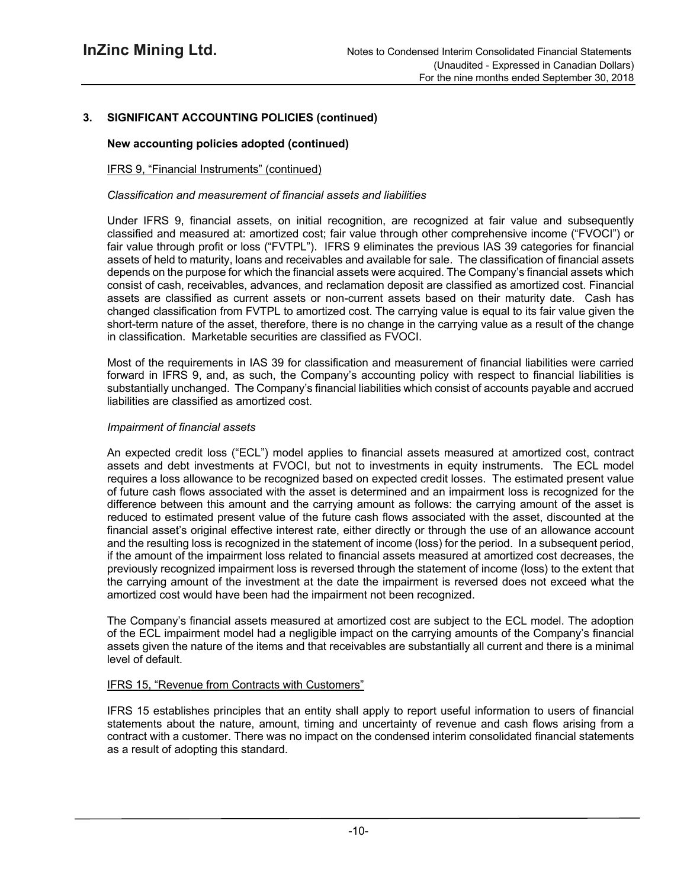## 3. SIGNIFICANT ACCOUNTING POLICIES (continued)

**New accounting policies adopted (continued)**

IFRS 9, "Financial Instruments" (continued)

*Classification and measurement of financial assets and liabilities*

Under IFRS 9, financial assets, on initial recognition, are recognized at fair value and subsequently classified and measured at: amortized cost; fair value through other comprehensive income ("FVOCI") or fair value through profit or loss ("FVTPL"). IFRS 9 eliminates the previous IAS 39 categories for financial assets of held to maturity, loans and receivables and available for sale. The classification of financial assets depends on the purpose for which the financial assets were acquired. The Company's financial assets which consist of cash, receivables, advances, and reclamation deposit are classified as amortized cost. Financial assets are classified as current assets or non-current assets based on their maturity date. Cash has changed classification from FVTPL to amortized cost. The carrying value is equal to its fair value given the short-term nature of the asset, therefore, there is no change in the carrying value as a result of the change in classification. Marketable securities are classified as FVOCI.

Most of the requirements in IAS 39 for classification and measurement of financial liabilities were carried forward in IFRS 9, and, as such, the Company's accounting policy with respect to financial liabilities is substantially unchanged. The Company's financial liabilities which consist of accounts payable and accrued liabilities are classified as amortized cost.

*Impairment of financial assets*

An expected credit loss ("ECL") model applies to financial assets measured at amortized cost, contract assets and debt investments at FVOCI, but not to investments in equity instruments. The ECL model requires a loss allowance to be recognized based on expected credit losses. The estimated present value of future cash flows associated with the asset is determined and an impairment loss is recognized for the difference between this amount and the carrying amount as follows: the carrying amount of the asset is reduced to estimated present value of the future cash flows associated with the asset, discounted at the financial asset's original effective interest rate, either directly or through the use of an allowance account and the resulting loss is recognized in the statement of income (loss) for the period. In a subsequent period, if the amount of the impairment loss related to financial assets measured at amortized cost decreases, the previously recognized impairment loss is reversed through the statement of income (loss) to the extent that the carrying amount of the investment at the date the impairment is reversed does not exceed what the amortized cost would have been had the impairment not been recognized.

The Company's financial assets measured at amortized cost are subject to the ECL model. The adoption of the ECL impairment model had a negligible impact on the carrying amounts of the Company's financial assets given the nature of the items and that receivables are substantially all current and there is a minimal level of default.

IFRS 15, "Revenue from Contracts with Customers"

IFRS 15 establishes principles that an entity shall apply to report useful information to users of financial statements about the nature, amount, timing and uncertainty of revenue and cash flows arising from a contract with a customer. There was no impact on the condensed interim consolidated financial statements as a result of adopting this standard.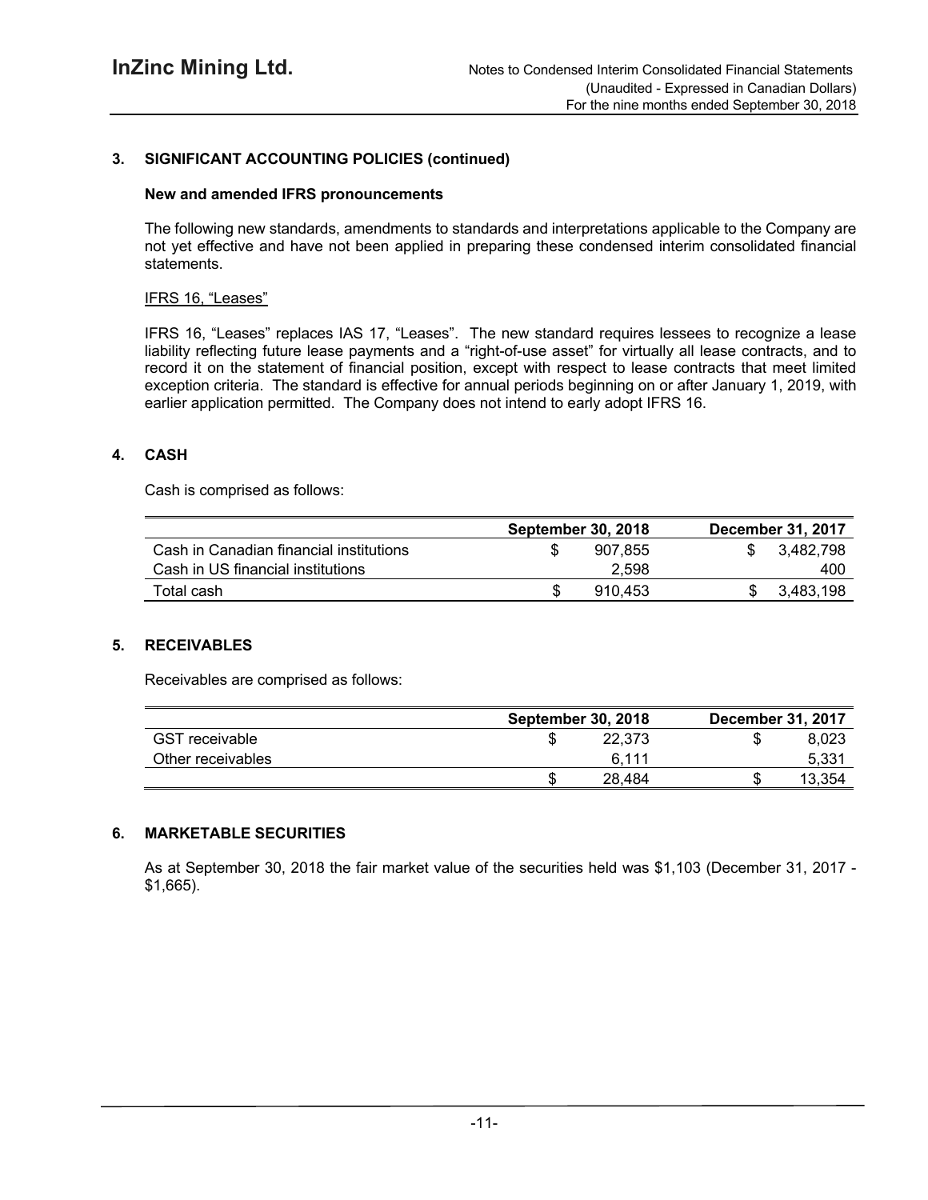## 3. SIGNIFICANT ACCOUNTING POLICIES (continued)

### New and amended IFRS pronouncements

The following new standards, amendments to standards and interpretations applicable to the Company are not yet effective and have not been applied in preparing these condensed interim consolidated financial statements.

IFRS 16, "Leases"

IFRS 16, "Leases" replaces IAS 17, "Leases". The new standard requires lessees to recognize a lease liability reflecting future lease payments and a "right-of-use asset" for virtually all lease contracts, and to record it on the statement of financial position, except with respect to lease contracts that meet limited exception criteria. The standard is effective for annual periods beginning on or after January 1, 2019, with earlier application permitted. The Company does not intend to early adopt IFRS 16.

## 4. CASH

Cash is comprised as follows:

| | September 30, 2018 | December 31, 2017 |
|---|---|---|
| Cash in Canadian financial institutions | $ 907,855 | $ 3,482,798 |
| Cash in US financial institutions | 2,598 | 400 |
| Total cash | $ 910,453 | $ 3,483,198 |

## 5. RECEIVABLES

Receivables are comprised as follows:

| | September 30, 2018 | December 31, 2017 |
|---|---|---|
| GST receivable | $ 22,373 | $ 8,023 |
| Other receivables | 6,111 | 5,331 |
| | $ 28,484 | $ 13,354 |

## 6. MARKETABLE SECURITIES

As at September 30, 2018 the fair market value of the securities held was $1,103 (December 31, 2017 - $1,665).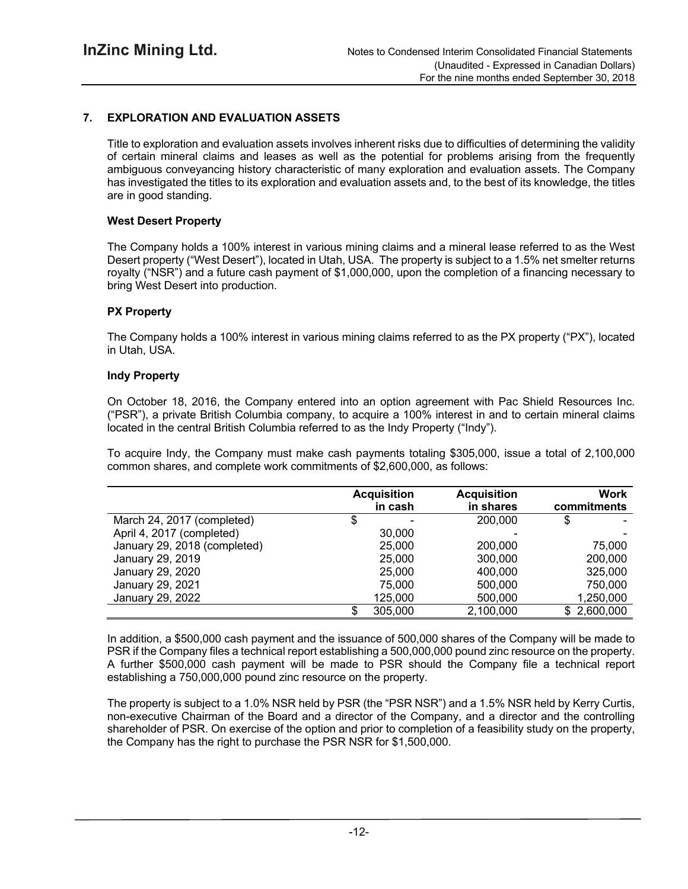## 7. EXPLORATION AND EVALUATION ASSETS

Title to exploration and evaluation assets involves inherent risks due to difficulties of determining the validity of certain mineral claims and leases as well as the potential for problems arising from the frequently ambiguous conveyancing history characteristic of many exploration and evaluation assets. The Company has investigated the titles to its exploration and evaluation assets and, to the best of its knowledge, the titles are in good standing.

### West Desert Property

The Company holds a 100% interest in various mining claims and a mineral lease referred to as the West Desert property ("West Desert"), located in Utah, USA. The property is subject to a 1.5% net smelter returns royalty ("NSR") and a future cash payment of $1,000,000, upon the completion of a financing necessary to bring West Desert into production.

### PX Property

The Company holds a 100% interest in various mining claims referred to as the PX property ("PX"), located in Utah, USA.

### Indy Property

On October 18, 2016, the Company entered into an option agreement with Pac Shield Resources Inc. ("PSR"), a private British Columbia company, to acquire a 100% interest in and to certain mineral claims located in the central British Columbia referred to as the Indy Property ("Indy").

To acquire Indy, the Company must make cash payments totaling $305,000, issue a total of 2,100,000 common shares, and complete work commitments of $2,600,000, as follows:

| | Acquisition in cash | Acquisition in shares | Work commitments |
|---|---|---|---|
| March 24, 2017 (completed) | $ - | 200,000 | $ - |
| April 4, 2017 (completed) | 30,000 | - | - |
| January 29, 2018 (completed) | 25,000 | 200,000 | 75,000 |
| January 29, 2019 | 25,000 | 300,000 | 200,000 |
| January 29, 2020 | 25,000 | 400,000 | 325,000 |
| January 29, 2021 | 75,000 | 500,000 | 750,000 |
| January 29, 2022 | 125,000 | 500,000 | 1,250,000 |
| | $ 305,000 | 2,100,000 | $ 2,600,000 |

In addition, a $500,000 cash payment and the issuance of 500,000 shares of the Company will be made to PSR if the Company files a technical report establishing a 500,000,000 pound zinc resource on the property. A further $500,000 cash payment will be made to PSR should the Company file a technical report establishing a 750,000,000 pound zinc resource on the property.

The property is subject to a 1.0% NSR held by PSR (the "PSR NSR") and a 1.5% NSR held by Kerry Curtis, non-executive Chairman of the Board and a director of the Company, and a director and the controlling shareholder of PSR. On exercise of the option and prior to completion of a feasibility study on the property, the Company has the right to purchase the PSR NSR for $1,500,000.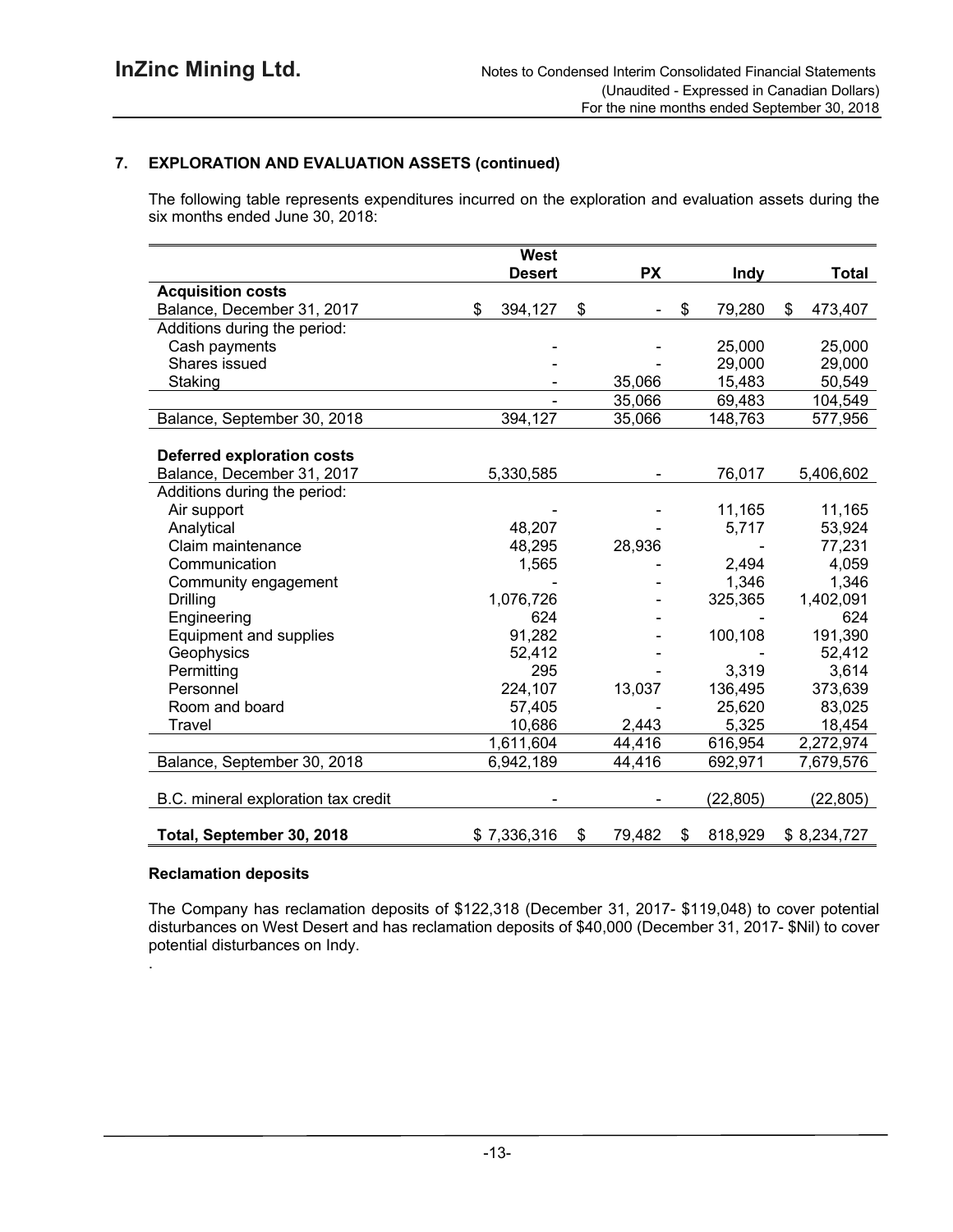## 7. EXPLORATION AND EVALUATION ASSETS (continued)

The following table represents expenditures incurred on the exploration and evaluation assets during the six months ended June 30, 2018:

| | West Desert | PX | Indy | Total |
|---|---|---|---|---|
| **Acquisition costs** | | | | |
| Balance, December 31, 2017 | $ 394,127 | $ - | $ 79,280 | $ 473,407 |
| Additions during the period: | | | | |
| Cash payments | - | - | 25,000 | 25,000 |
| Shares issued | - | - | 29,000 | 29,000 |
| Staking | - | 35,066 | 15,483 | 50,549 |
| | - | 35,066 | 69,483 | 104,549 |
| Balance, September 30, 2018 | 394,127 | 35,066 | 148,763 | 577,956 |
| | | | | |
| **Deferred exploration costs** | | | | |
| Balance, December 31, 2017 | 5,330,585 | - | 76,017 | 5,406,602 |
| Additions during the period: | | | | |
| Air support | - | - | 11,165 | 11,165 |
| Analytical | 48,207 | - | 5,717 | 53,924 |
| Claim maintenance | 48,295 | 28,936 | - | 77,231 |
| Communication | 1,565 | - | 2,494 | 4,059 |
| Community engagement | - | - | 1,346 | 1,346 |
| Drilling | 1,076,726 | - | 325,365 | 1,402,091 |
| Engineering | 624 | - | - | 624 |
| Equipment and supplies | 91,282 | - | 100,108 | 191,390 |
| Geophysics | 52,412 | - | - | 52,412 |
| Permitting | 295 | - | 3,319 | 3,614 |
| Personnel | 224,107 | 13,037 | 136,495 | 373,639 |
| Room and board | 57,405 | - | 25,620 | 83,025 |
| Travel | 10,686 | 2,443 | 5,325 | 18,454 |
| | 1,611,604 | 44,416 | 616,954 | 2,272,974 |
| Balance, September 30, 2018 | 6,942,189 | 44,416 | 692,971 | 7,679,576 |
| | | | | |
| B.C. mineral exploration tax credit | - | - | (22,805) | (22,805) |
| | | | | |
| **Total, September 30, 2018** | $ 7,336,316 | $ 79,482 | $ 818,929 | $ 8,234,727 |

### Reclamation deposits

The Company has reclamation deposits of $122,318 (December 31, 2017- $119,048) to cover potential disturbances on West Desert and has reclamation deposits of $40,000 (December 31, 2017- $Nil) to cover potential disturbances on Indy.

.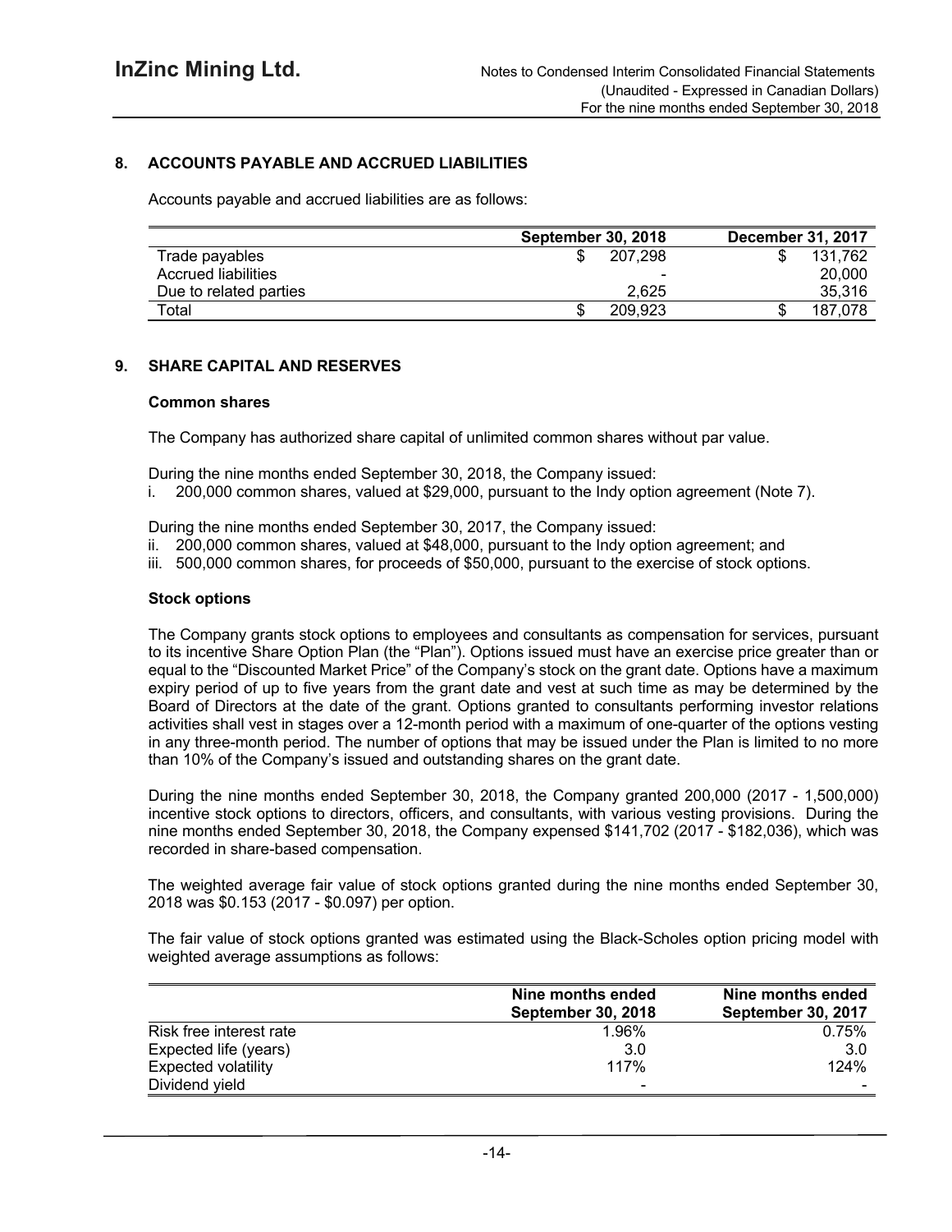## 8. ACCOUNTS PAYABLE AND ACCRUED LIABILITIES

Accounts payable and accrued liabilities are as follows:

| | September 30, 2018 | December 31, 2017 |
|---|---|---|
| Trade payables | $ 207,298 | $ 131,762 |
| Accrued liabilities | - | 20,000 |
| Due to related parties | 2,625 | 35,316 |
| Total | $ 209,923 | $ 187,078 |

## 9. SHARE CAPITAL AND RESERVES

### Common shares

The Company has authorized share capital of unlimited common shares without par value.

During the nine months ended September 30, 2018, the Company issued:

i. 200,000 common shares, valued at $29,000, pursuant to the Indy option agreement (Note 7).

During the nine months ended September 30, 2017, the Company issued:

ii. 200,000 common shares, valued at $48,000, pursuant to the Indy option agreement; and
iii. 500,000 common shares, for proceeds of $50,000, pursuant to the exercise of stock options.

### Stock options

The Company grants stock options to employees and consultants as compensation for services, pursuant to its incentive Share Option Plan (the "Plan"). Options issued must have an exercise price greater than or equal to the "Discounted Market Price" of the Company's stock on the grant date. Options have a maximum expiry period of up to five years from the grant date and vest at such time as may be determined by the Board of Directors at the date of the grant. Options granted to consultants performing investor relations activities shall vest in stages over a 12-month period with a maximum of one-quarter of the options vesting in any three-month period. The number of options that may be issued under the Plan is limited to no more than 10% of the Company's issued and outstanding shares on the grant date.

During the nine months ended September 30, 2018, the Company granted 200,000 (2017 - 1,500,000) incentive stock options to directors, officers, and consultants, with various vesting provisions. During the nine months ended September 30, 2018, the Company expensed $141,702 (2017 - $182,036), which was recorded in share-based compensation.

The weighted average fair value of stock options granted during the nine months ended September 30, 2018 was $0.153 (2017 - $0.097) per option.

The fair value of stock options granted was estimated using the Black-Scholes option pricing model with weighted average assumptions as follows:

| | Nine months ended September 30, 2018 | Nine months ended September 30, 2017 |
|---|---|---|
| Risk free interest rate | 1.96% | 0.75% |
| Expected life (years) | 3.0 | 3.0 |
| Expected volatility | 117% | 124% |
| Dividend yield | - | - |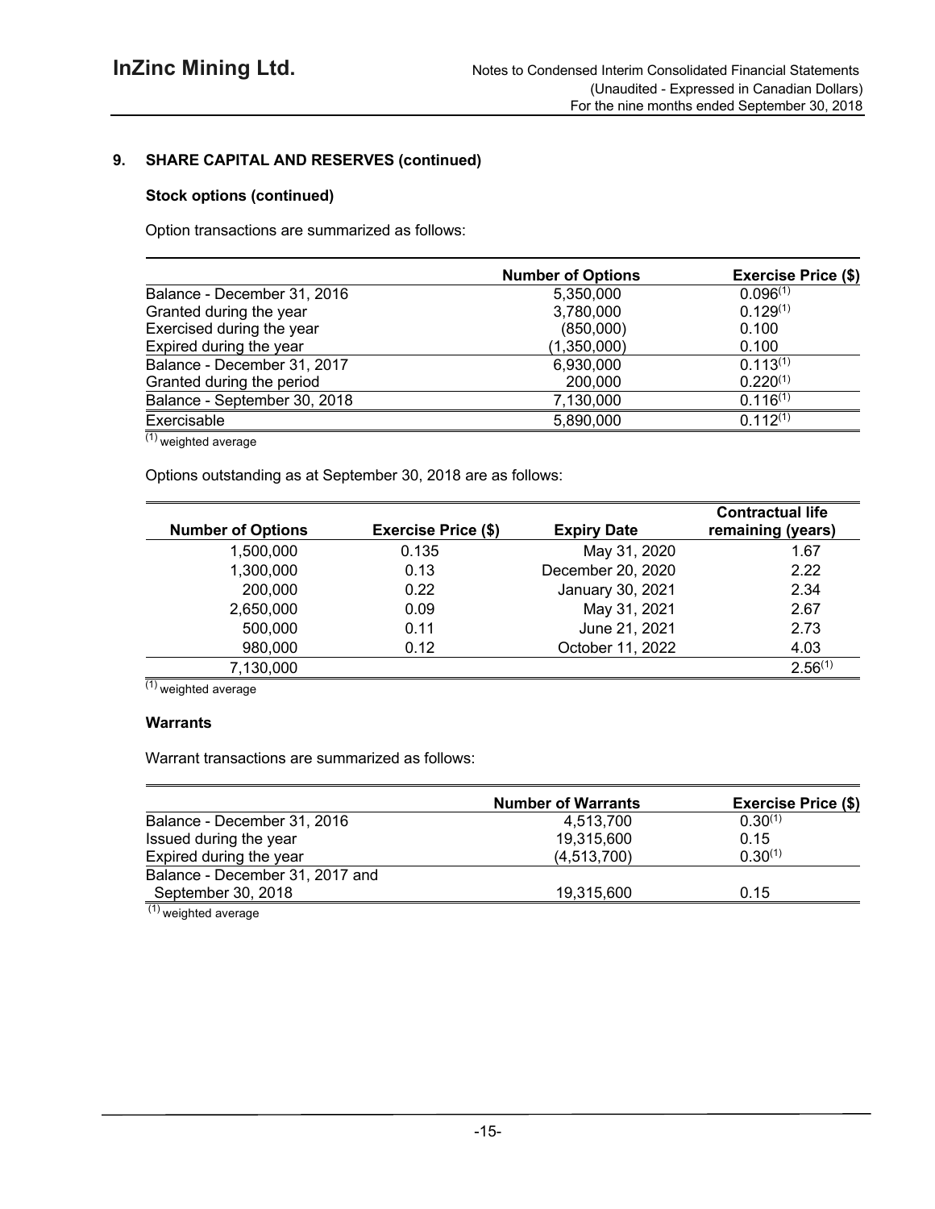## 9. SHARE CAPITAL AND RESERVES (continued)

### Stock options (continued)

Option transactions are summarized as follows:

| | Number of Options | Exercise Price ($) |
|---|---|---|
| Balance - December 31, 2016 | 5,350,000 | 0.096[1] |
| Granted during the year | 3,780,000 | 0.129[1] |
| Exercised during the year | (850,000) | 0.100 |
| Expired during the year | (1,350,000) | 0.100 |
| Balance - December 31, 2017 | 6,930,000 | 0.113[1] |
| Granted during the period | 200,000 | 0.220[1] |
| Balance - September 30, 2018 | 7,130,000 | 0.116[1] |
| Exercisable | 5,890,000 | 0.112[1] |

[1] weighted average

Options outstanding as at September 30, 2018 are as follows:

| Number of Options | Exercise Price ($) | Expiry Date | Contractual life remaining (years) |
|---|---|---|---|
| 1,500,000 | 0.135 | May 31, 2020 | 1.67 |
| 1,300,000 | 0.13 | December 20, 2020 | 2.22 |
| 200,000 | 0.22 | January 30, 2021 | 2.34 |
| 2,650,000 | 0.09 | May 31, 2021 | 2.67 |
| 500,000 | 0.11 | June 21, 2021 | 2.73 |
| 980,000 | 0.12 | October 11, 2022 | 4.03 |
| 7,130,000 | | | 2.56[1] |

[1] weighted average

### Warrants

Warrant transactions are summarized as follows:

| | Number of Warrants | Exercise Price ($) |
|---|---|---|
| Balance - December 31, 2016 | 4,513,700 | 0.30[1] |
| Issued during the year | 19,315,600 | 0.15 |
| Expired during the year | (4,513,700) | 0.30[1] |
| Balance - December 31, 2017 and September 30, 2018 | 19,315,600 | 0.15 |

[1] weighted average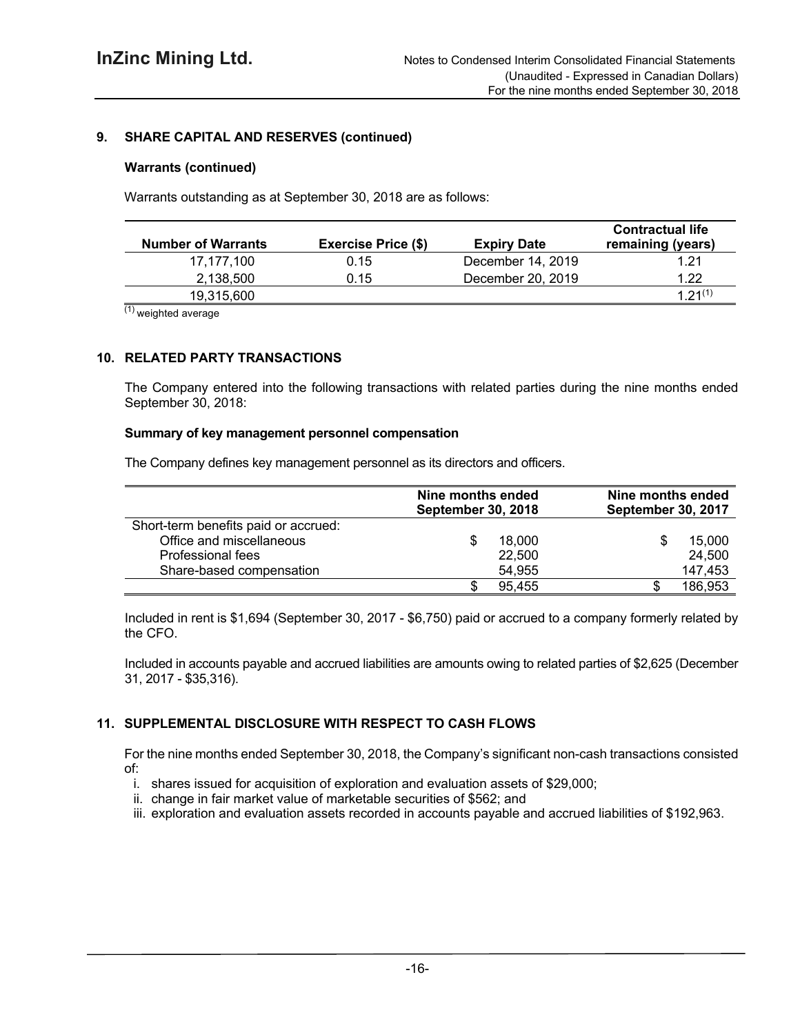## 9. SHARE CAPITAL AND RESERVES (continued)

### Warrants (continued)

Warrants outstanding as at September 30, 2018 are as follows:

| Number of Warrants | Exercise Price ($) | Expiry Date | Contractual life remaining (years) |
|---|---|---|---|
| 17,177,100 | 0.15 | December 14, 2019 | 1.21 |
| 2,138,500 | 0.15 | December 20, 2019 | 1.22 |
| 19,315,600 | | | 1.21[(1)] |

[(1)] weighted average

## 10. RELATED PARTY TRANSACTIONS

The Company entered into the following transactions with related parties during the nine months ended September 30, 2018:

### Summary of key management personnel compensation

The Company defines key management personnel as its directors and officers.

| | Nine months ended September 30, 2018 | Nine months ended September 30, 2017 |
|---|---|---|
| Short-term benefits paid or accrued: | | |
| Office and miscellaneous | $ 18,000 | $ 15,000 |
| Professional fees | 22,500 | 24,500 |
| Share-based compensation | 54,955 | 147,453 |
| | $ 95,455 | $ 186,953 |

Included in rent is $1,694 (September 30, 2017 - $6,750) paid or accrued to a company formerly related by the CFO.

Included in accounts payable and accrued liabilities are amounts owing to related parties of $2,625 (December 31, 2017 - $35,316).

## 11. SUPPLEMENTAL DISCLOSURE WITH RESPECT TO CASH FLOWS

For the nine months ended September 30, 2018, the Company's significant non-cash transactions consisted of:

i. shares issued for acquisition of exploration and evaluation assets of $29,000;
ii. change in fair market value of marketable securities of $562; and
iii. exploration and evaluation assets recorded in accounts payable and accrued liabilities of $192,963.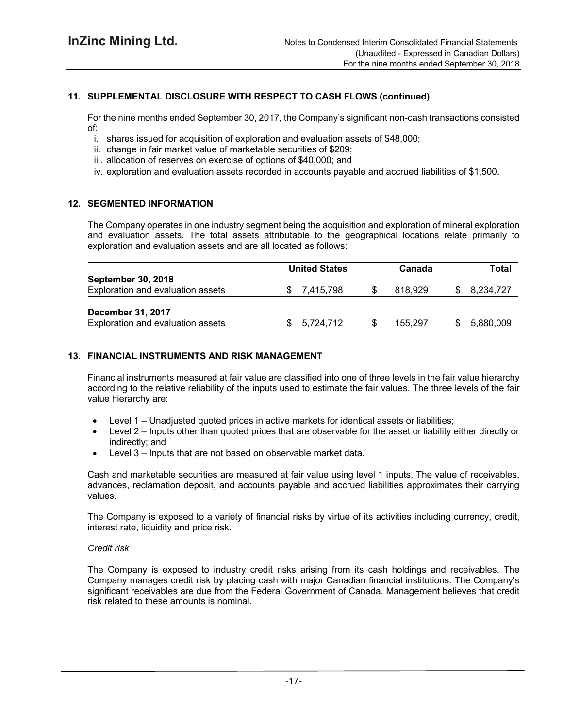## 11. SUPPLEMENTAL DISCLOSURE WITH RESPECT TO CASH FLOWS (continued)

For the nine months ended September 30, 2017, the Company's significant non-cash transactions consisted of:

i. shares issued for acquisition of exploration and evaluation assets of $48,000;
ii. change in fair market value of marketable securities of $209;
iii. allocation of reserves on exercise of options of $40,000; and
iv. exploration and evaluation assets recorded in accounts payable and accrued liabilities of $1,500.

## 12. SEGMENTED INFORMATION

The Company operates in one industry segment being the acquisition and exploration of mineral exploration and evaluation assets. The total assets attributable to the geographical locations relate primarily to exploration and evaluation assets and are all located as follows:

| | United States | Canada | Total |
|---|---|---|---|
| **September 30, 2018** | | | |
| Exploration and evaluation assets | $ 7,415,798 | $ 818,929 | $ 8,234,727 |
| **December 31, 2017** | | | |
| Exploration and evaluation assets | $ 5,724,712 | $ 155,297 | $ 5,880,009 |

## 13. FINANCIAL INSTRUMENTS AND RISK MANAGEMENT

Financial instruments measured at fair value are classified into one of three levels in the fair value hierarchy according to the relative reliability of the inputs used to estimate the fair values. The three levels of the fair value hierarchy are:

- Level 1 – Unadjusted quoted prices in active markets for identical assets or liabilities;
- Level 2 – Inputs other than quoted prices that are observable for the asset or liability either directly or indirectly; and
- Level 3 – Inputs that are not based on observable market data.

Cash and marketable securities are measured at fair value using level 1 inputs. The value of receivables, advances, reclamation deposit, and accounts payable and accrued liabilities approximates their carrying values.

The Company is exposed to a variety of financial risks by virtue of its activities including currency, credit, interest rate, liquidity and price risk.

*Credit risk*

The Company is exposed to industry credit risks arising from its cash holdings and receivables. The Company manages credit risk by placing cash with major Canadian financial institutions. The Company's significant receivables are due from the Federal Government of Canada. Management believes that credit risk related to these amounts is nominal.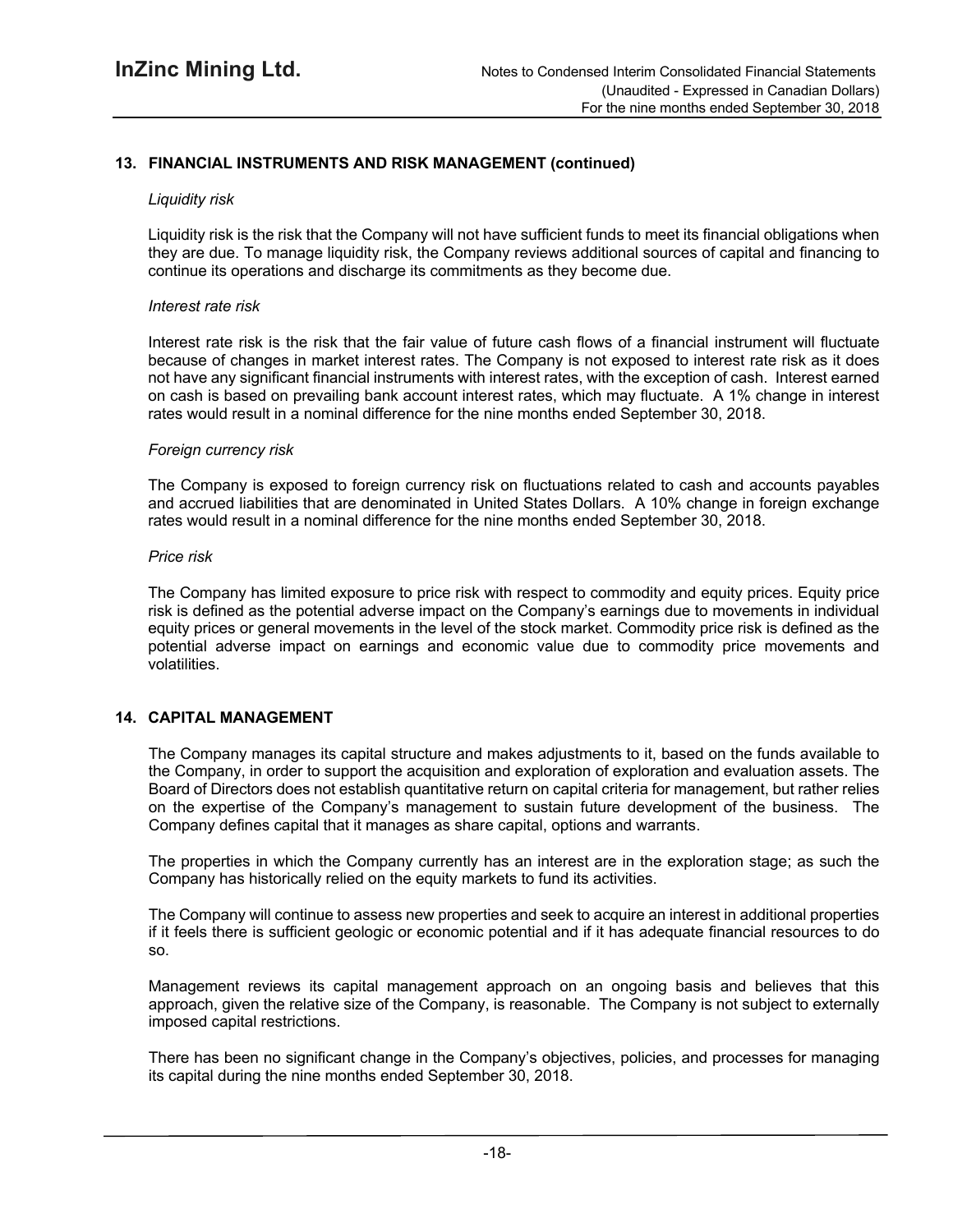## 13. FINANCIAL INSTRUMENTS AND RISK MANAGEMENT (continued)

*Liquidity risk*

Liquidity risk is the risk that the Company will not have sufficient funds to meet its financial obligations when they are due. To manage liquidity risk, the Company reviews additional sources of capital and financing to continue its operations and discharge its commitments as they become due.

*Interest rate risk*

Interest rate risk is the risk that the fair value of future cash flows of a financial instrument will fluctuate because of changes in market interest rates. The Company is not exposed to interest rate risk as it does not have any significant financial instruments with interest rates, with the exception of cash. Interest earned on cash is based on prevailing bank account interest rates, which may fluctuate. A 1% change in interest rates would result in a nominal difference for the nine months ended September 30, 2018.

*Foreign currency risk*

The Company is exposed to foreign currency risk on fluctuations related to cash and accounts payables and accrued liabilities that are denominated in United States Dollars. A 10% change in foreign exchange rates would result in a nominal difference for the nine months ended September 30, 2018.

*Price risk*

The Company has limited exposure to price risk with respect to commodity and equity prices. Equity price risk is defined as the potential adverse impact on the Company's earnings due to movements in individual equity prices or general movements in the level of the stock market. Commodity price risk is defined as the potential adverse impact on earnings and economic value due to commodity price movements and volatilities.

## 14. CAPITAL MANAGEMENT

The Company manages its capital structure and makes adjustments to it, based on the funds available to the Company, in order to support the acquisition and exploration of exploration and evaluation assets. The Board of Directors does not establish quantitative return on capital criteria for management, but rather relies on the expertise of the Company's management to sustain future development of the business. The Company defines capital that it manages as share capital, options and warrants.

The properties in which the Company currently has an interest are in the exploration stage; as such the Company has historically relied on the equity markets to fund its activities.

The Company will continue to assess new properties and seek to acquire an interest in additional properties if it feels there is sufficient geologic or economic potential and if it has adequate financial resources to do so.

Management reviews its capital management approach on an ongoing basis and believes that this approach, given the relative size of the Company, is reasonable. The Company is not subject to externally imposed capital restrictions.

There has been no significant change in the Company's objectives, policies, and processes for managing its capital during the nine months ended September 30, 2018.